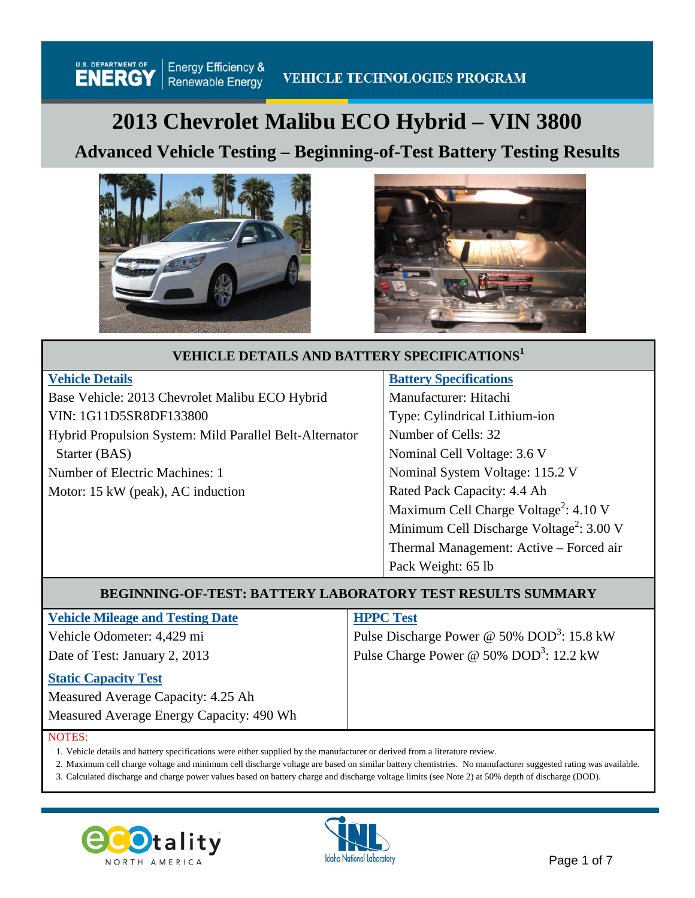U.S. DEPARTMENT OF ENERGY | Energy Efficiency & Renewable Energy

VEHICLE TECHNOLOGIES PROGRAM

# 2013 Chevrolet Malibu ECO Hybrid – VIN 3800

## Advanced Vehicle Testing – Beginning-of-Test Battery Testing Results

### VEHICLE DETAILS AND BATTERY SPECIFICATIONS[1]

**Vehicle Details**

Base Vehicle: 2013 Chevrolet Malibu ECO Hybrid
VIN: 1G11D5SR8DF133800
Hybrid Propulsion System: Mild Parallel Belt-Alternator Starter (BAS)
Number of Electric Machines: 1
Motor: 15 kW (peak), AC induction

**Battery Specifications**

Manufacturer: Hitachi
Type: Cylindrical Lithium-ion
Number of Cells: 32
Nominal Cell Voltage: 3.6 V
Nominal System Voltage: 115.2 V
Rated Pack Capacity: 4.4 Ah
Maximum Cell Charge Voltage[2]: 4.10 V
Minimum Cell Discharge Voltage[2]: 3.00 V
Thermal Management: Active – Forced air
Pack Weight: 65 lb

### BEGINNING-OF-TEST: BATTERY LABORATORY TEST RESULTS SUMMARY

**Vehicle Mileage and Testing Date**

Vehicle Odometer: 4,429 mi
Date of Test: January 2, 2013

**Static Capacity Test**

Measured Average Capacity: 4.25 Ah
Measured Average Energy Capacity: 490 Wh

**HPPC Test**

Pulse Discharge Power @ 50% DOD[3]: 15.8 kW
Pulse Charge Power @ 50% DOD[3]: 12.2 kW

NOTES:

1. Vehicle details and battery specifications were either supplied by the manufacturer or derived from a literature review.
2. Maximum cell charge voltage and minimum cell discharge voltage are based on similar battery chemistries. No manufacturer suggested rating was available.
3. Calculated discharge and charge power values based on battery charge and discharge voltage limits (see Note 2) at 50% depth of discharge (DOD).

ecotality NORTH AMERICA | Idaho National Laboratory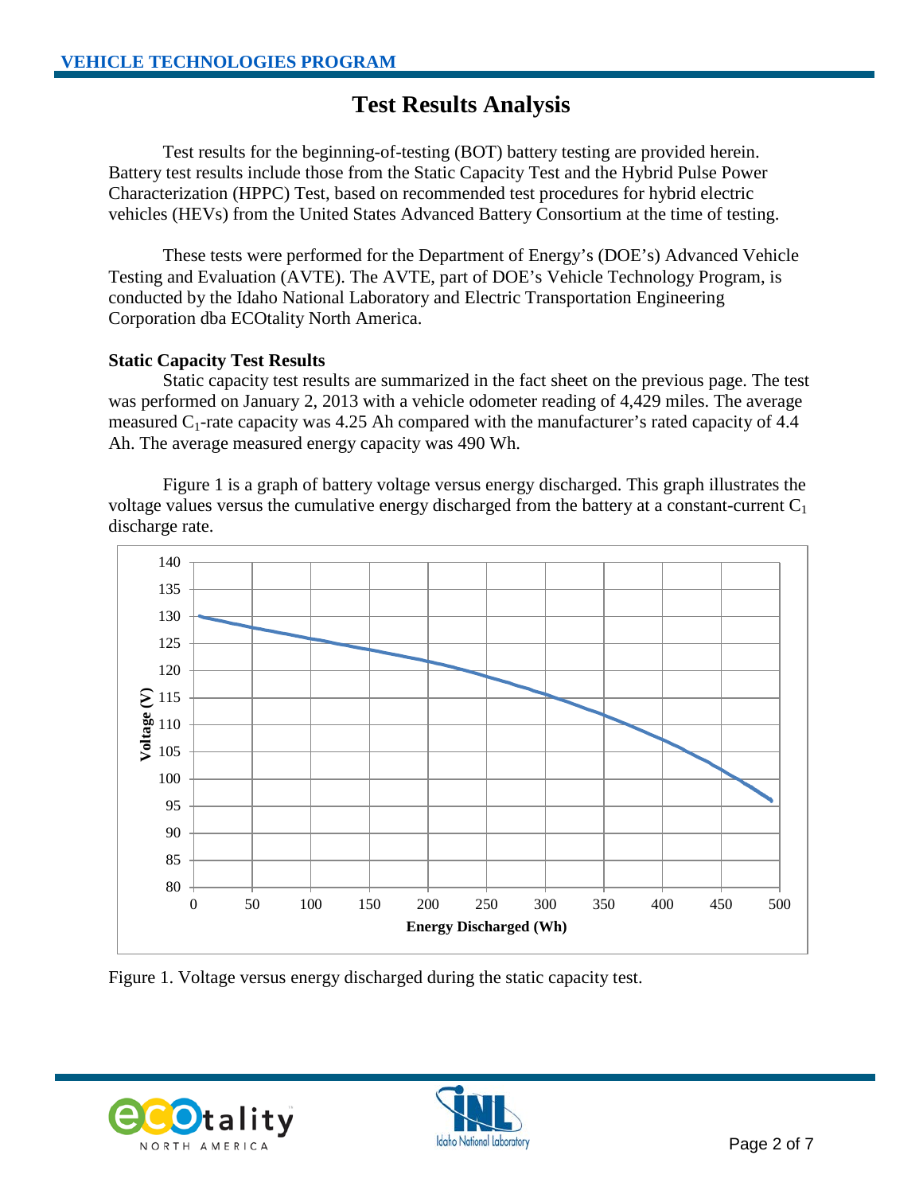# Test Results Analysis

Test results for the beginning-of-testing (BOT) battery testing are provided herein. Battery test results include those from the Static Capacity Test and the Hybrid Pulse Power Characterization (HPPC) Test, based on recommended test procedures for hybrid electric vehicles (HEVs) from the United States Advanced Battery Consortium at the time of testing.

These tests were performed for the Department of Energy's (DOE's) Advanced Vehicle Testing and Evaluation (AVTE). The AVTE, part of DOE's Vehicle Technology Program, is conducted by the Idaho National Laboratory and Electric Transportation Engineering Corporation dba ECOtality North America.

**Static Capacity Test Results**

Static capacity test results are summarized in the fact sheet on the previous page. The test was performed on January 2, 2013 with a vehicle odometer reading of 4,429 miles. The average measured $C_1$-rate capacity was 4.25 Ah compared with the manufacturer's rated capacity of 4.4 Ah. The average measured energy capacity was 490 Wh.

Figure 1 is a graph of battery voltage versus energy discharged. This graph illustrates the voltage values versus the cumulative energy discharged from the battery at a constant-current $C_1$ discharge rate.

Figure 1. Voltage versus energy discharged during the static capacity test.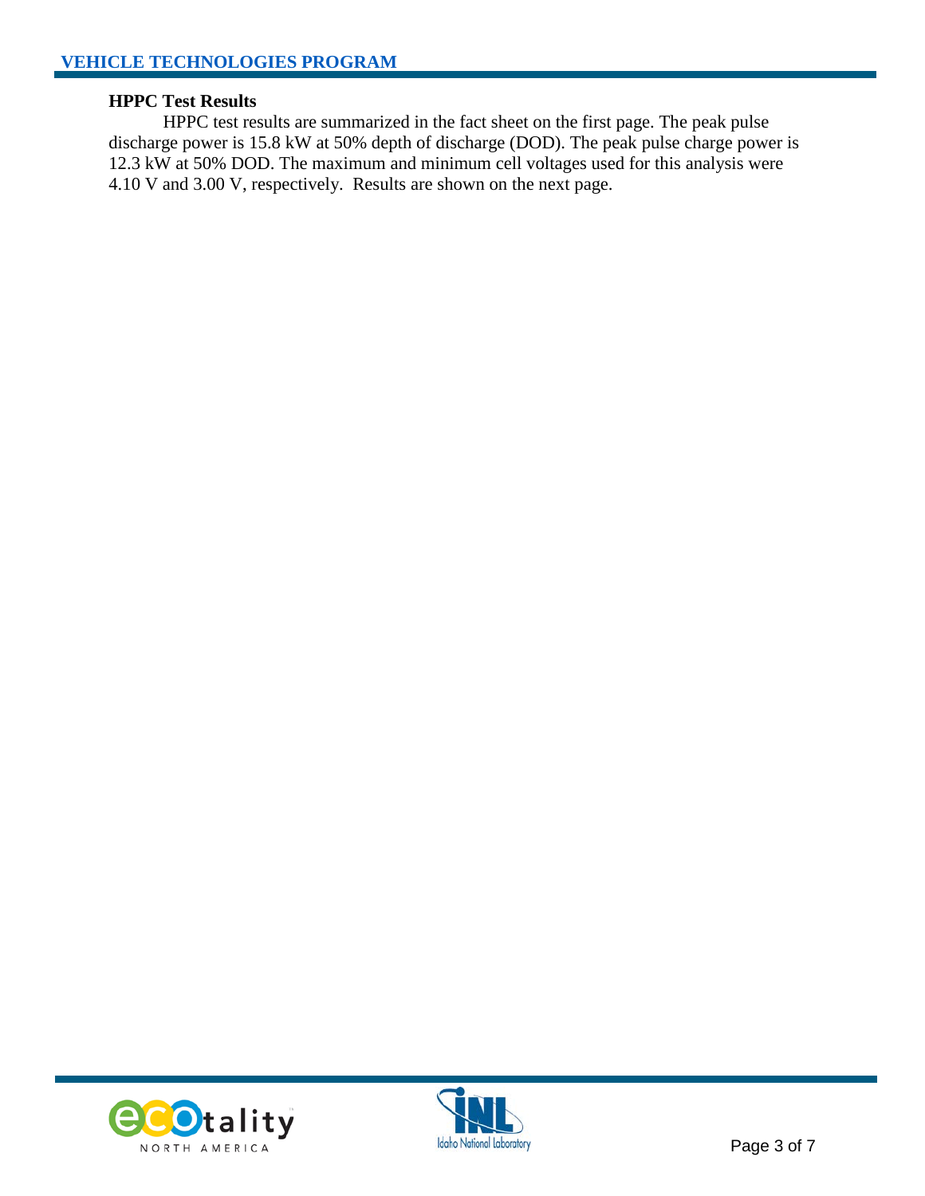## HPPC Test Results

HPPC test results are summarized in the fact sheet on the first page. The peak pulse discharge power is 15.8 kW at 50% depth of discharge (DOD). The peak pulse charge power is 12.3 kW at 50% DOD. The maximum and minimum cell voltages used for this analysis were 4.10 V and 3.00 V, respectively. Results are shown on the next page.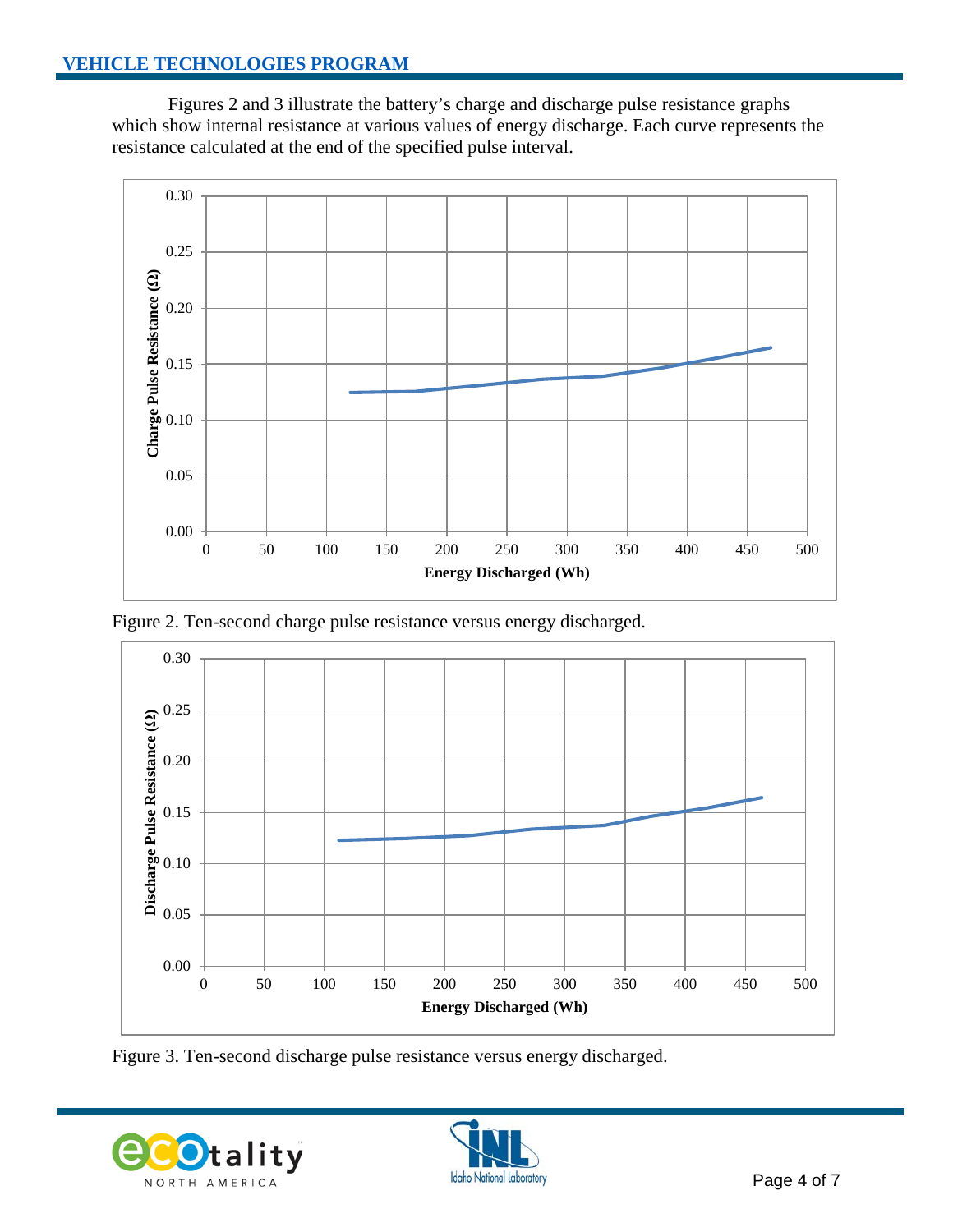Figures 2 and 3 illustrate the battery's charge and discharge pulse resistance graphs which show internal resistance at various values of energy discharge. Each curve represents the resistance calculated at the end of the specified pulse interval.

Figure 2. Ten-second charge pulse resistance versus energy discharged.

Figure 3. Ten-second discharge pulse resistance versus energy discharged.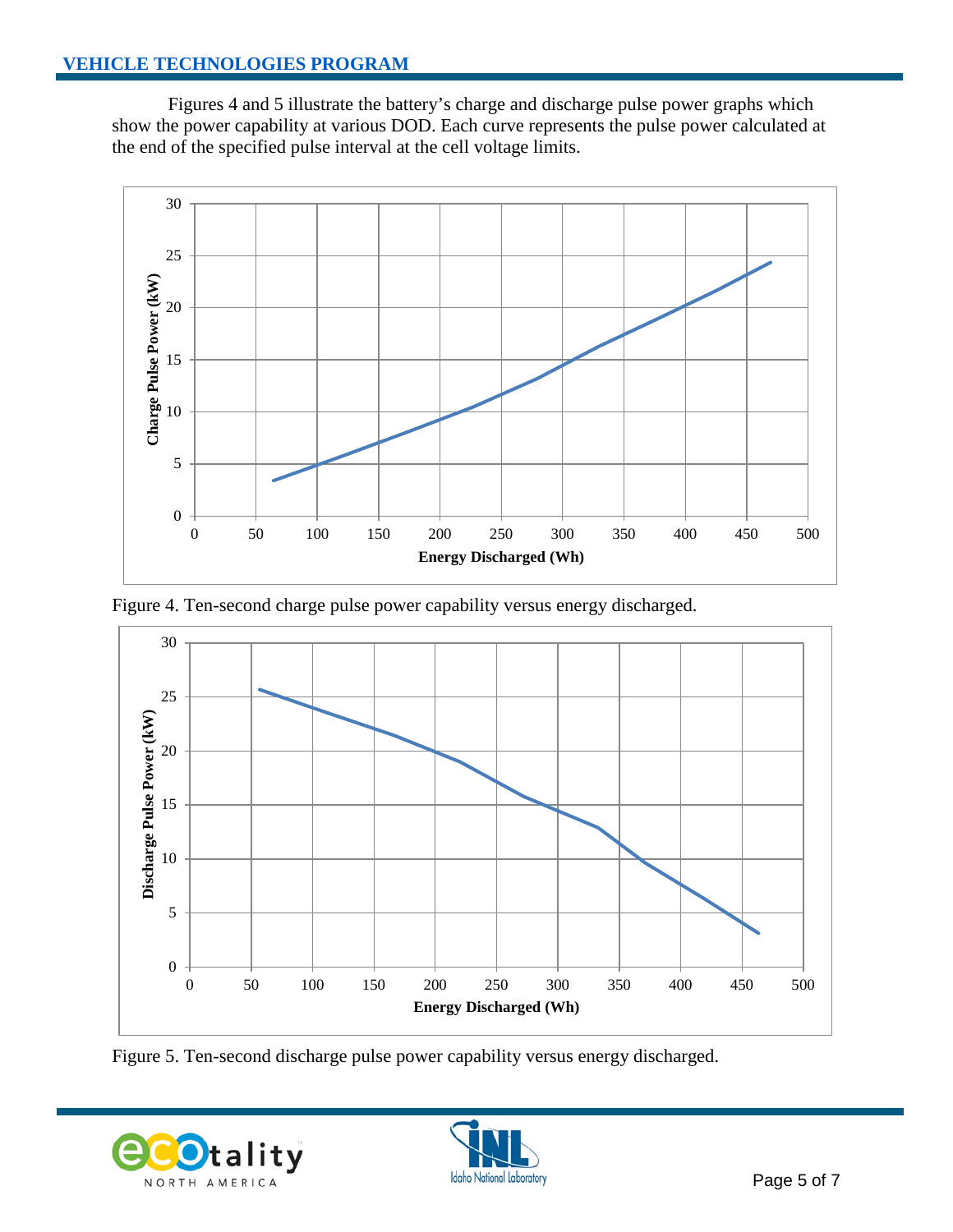Figures 4 and 5 illustrate the battery's charge and discharge pulse power graphs which show the power capability at various DOD. Each curve represents the pulse power calculated at the end of the specified pulse interval at the cell voltage limits.

Figure 4. Ten-second charge pulse power capability versus energy discharged.

Figure 5. Ten-second discharge pulse power capability versus energy discharged.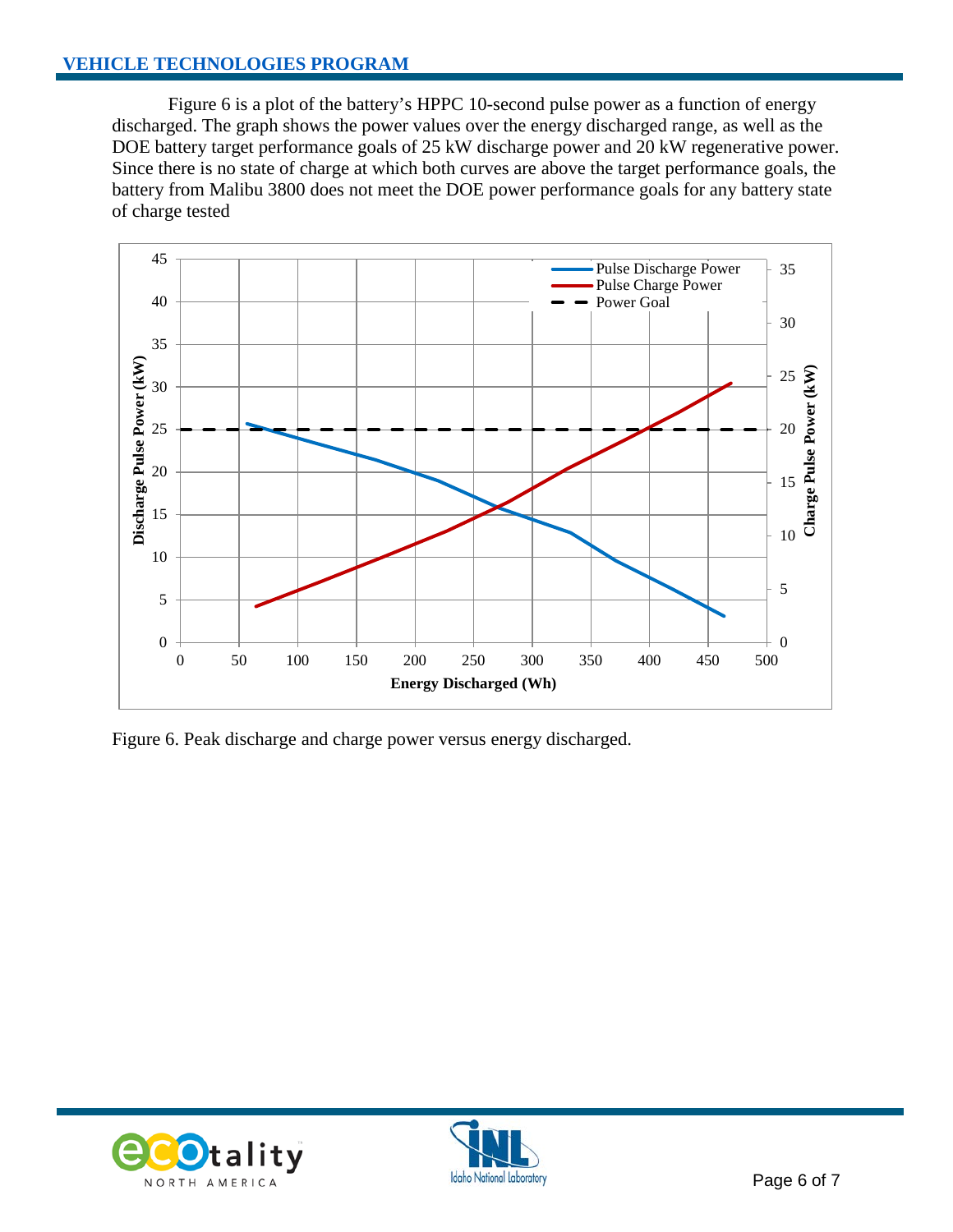Figure 6 is a plot of the battery's HPPC 10-second pulse power as a function of energy discharged. The graph shows the power values over the energy discharged range, as well as the DOE battery target performance goals of 25 kW discharge power and 20 kW regenerative power. Since there is no state of charge at which both curves are above the target performance goals, the battery from Malibu 3800 does not meet the DOE power performance goals for any battery state of charge tested

Figure 6. Peak discharge and charge power versus energy discharged.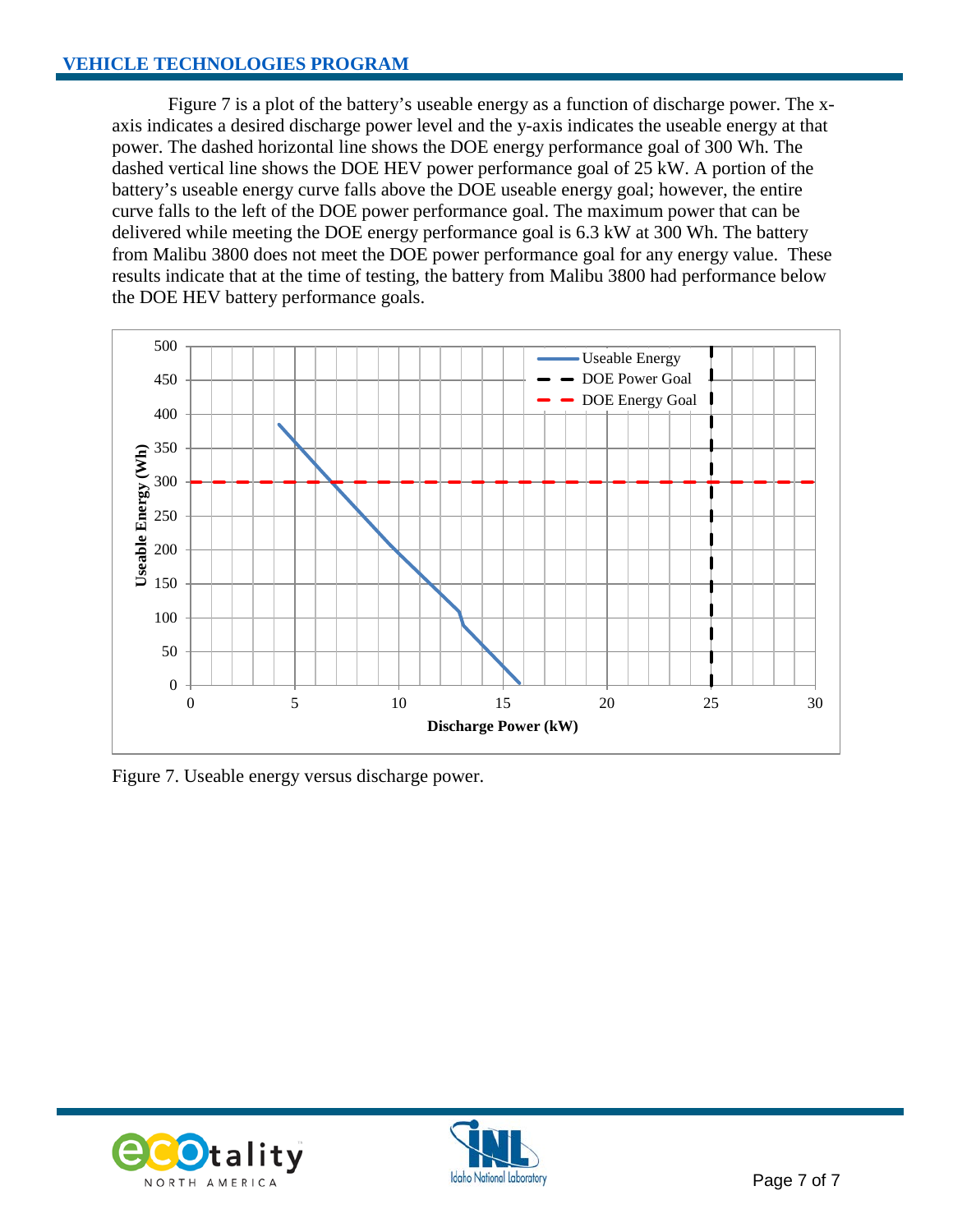Figure 7 is a plot of the battery's useable energy as a function of discharge power. The x-axis indicates a desired discharge power level and the y-axis indicates the useable energy at that power. The dashed horizontal line shows the DOE energy performance goal of 300 Wh. The dashed vertical line shows the DOE HEV power performance goal of 25 kW. A portion of the battery's useable energy curve falls above the DOE useable energy goal; however, the entire curve falls to the left of the DOE power performance goal. The maximum power that can be delivered while meeting the DOE energy performance goal is 6.3 kW at 300 Wh. The battery from Malibu 3800 does not meet the DOE power performance goal for any energy value. These results indicate that at the time of testing, the battery from Malibu 3800 had performance below the DOE HEV battery performance goals.

Useable Energy
DOE Power Goal
DOE Energy Goal

Useable Energy (Wh)
500
450
400
350
300
250
200
150
100
50
0

Discharge Power (kW)
0
5
10
15
20
25
30

Figure 7. Useable energy versus discharge power.